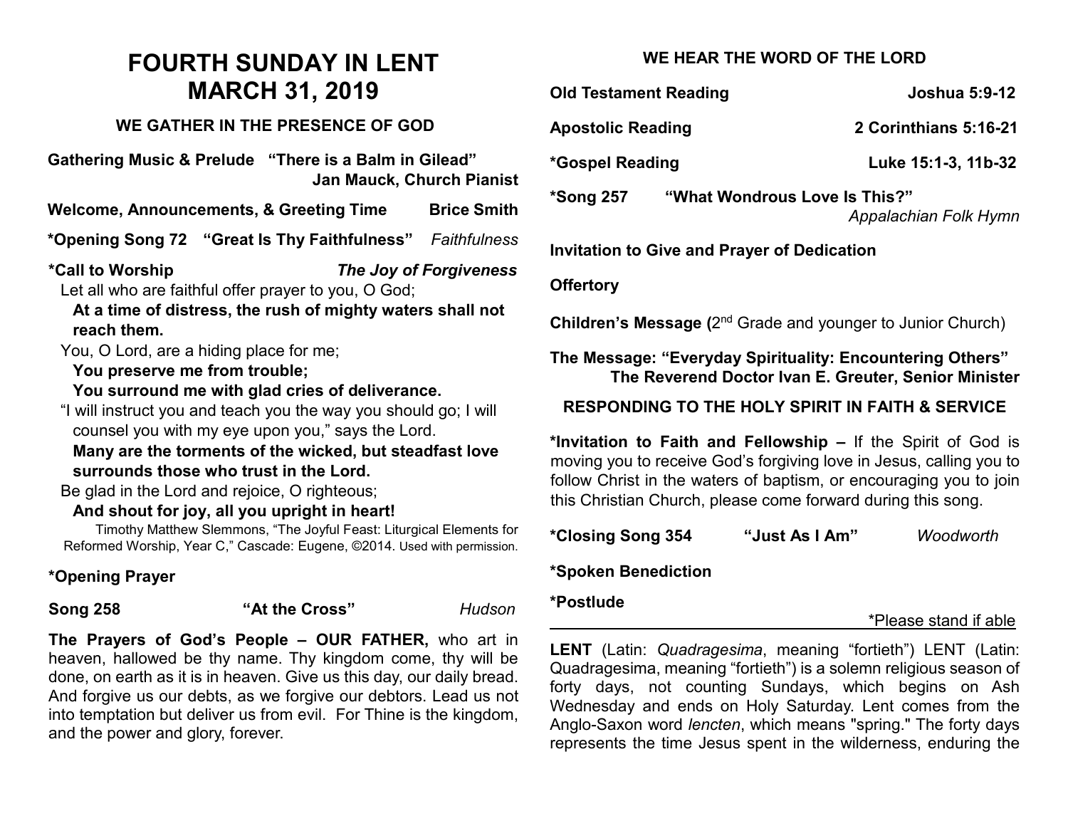# FOURTH SUNDAY IN LENT
# MARCH 31, 2019

### WE GATHER IN THE PRESENCE OF GOD

**Gathering Music & Prelude "There is a Balm in Gilead"**
**Jan Mauck, Church Pianist**

**Welcome, Announcements, & Greeting Time** **Brice Smith**

***Opening Song 72 "Great Is Thy Faithfulness"** *Faithfulness*

***Call to Worship** ***The Joy of Forgiveness***

Let all who are faithful offer prayer to you, O God;

**At a time of distress, the rush of mighty waters shall not reach them.**

You, O Lord, are a hiding place for me;

**You preserve me from trouble;**

**You surround me with glad cries of deliverance.**

"I will instruct you and teach you the way you should go; I will counsel you with my eye upon you," says the Lord.

**Many are the torments of the wicked, but steadfast love surrounds those who trust in the Lord.**

Be glad in the Lord and rejoice, O righteous;

**And shout for joy, all you upright in heart!**

Timothy Matthew Slemmons, "The Joyful Feast: Liturgical Elements for Reformed Worship, Year C," Cascade: Eugene, ©2014. Used with permission.

***Opening Prayer**

**Song 258** **"At the Cross"** *Hudson*

**The Prayers of God's People – OUR FATHER,** who art in heaven, hallowed be thy name. Thy kingdom come, thy will be done, on earth as it is in heaven. Give us this day, our daily bread. And forgive us our debts, as we forgive our debtors. Lead us not into temptation but deliver us from evil. For Thine is the kingdom, and the power and glory, forever.

### WE HEAR THE WORD OF THE LORD

**Old Testament Reading** **Joshua 5:9-12**

**Apostolic Reading** **2 Corinthians 5:16-21**

***Gospel Reading** **Luke 15:1-3, 11b-32**

***Song 257** **"What Wondrous Love Is This?"**
*Appalachian Folk Hymn*

**Invitation to Give and Prayer of Dedication**

**Offertory**

**Children's Message (**2nd Grade and younger to Junior Church)

**The Message: "Everyday Spirituality: Encountering Others"**
**The Reverend Doctor Ivan E. Greuter, Senior Minister**

### RESPONDING TO THE HOLY SPIRIT IN FAITH & SERVICE

***Invitation to Faith and Fellowship –** If the Spirit of God is moving you to receive God's forgiving love in Jesus, calling you to follow Christ in the waters of baptism, or encouraging you to join this Christian Church, please come forward during this song.

***Closing Song 354** **"Just As I Am"** *Woodworth*

***Spoken Benediction**

***Postlude**

*Please stand if able

---

**LENT** (Latin: *Quadragesima*, meaning "fortieth") LENT (Latin: Quadragesima, meaning "fortieth") is a solemn religious season of forty days, not counting Sundays, which begins on Ash Wednesday and ends on Holy Saturday. Lent comes from the Anglo-Saxon word *lencten*, which means "spring." The forty days represents the time Jesus spent in the wilderness, enduring the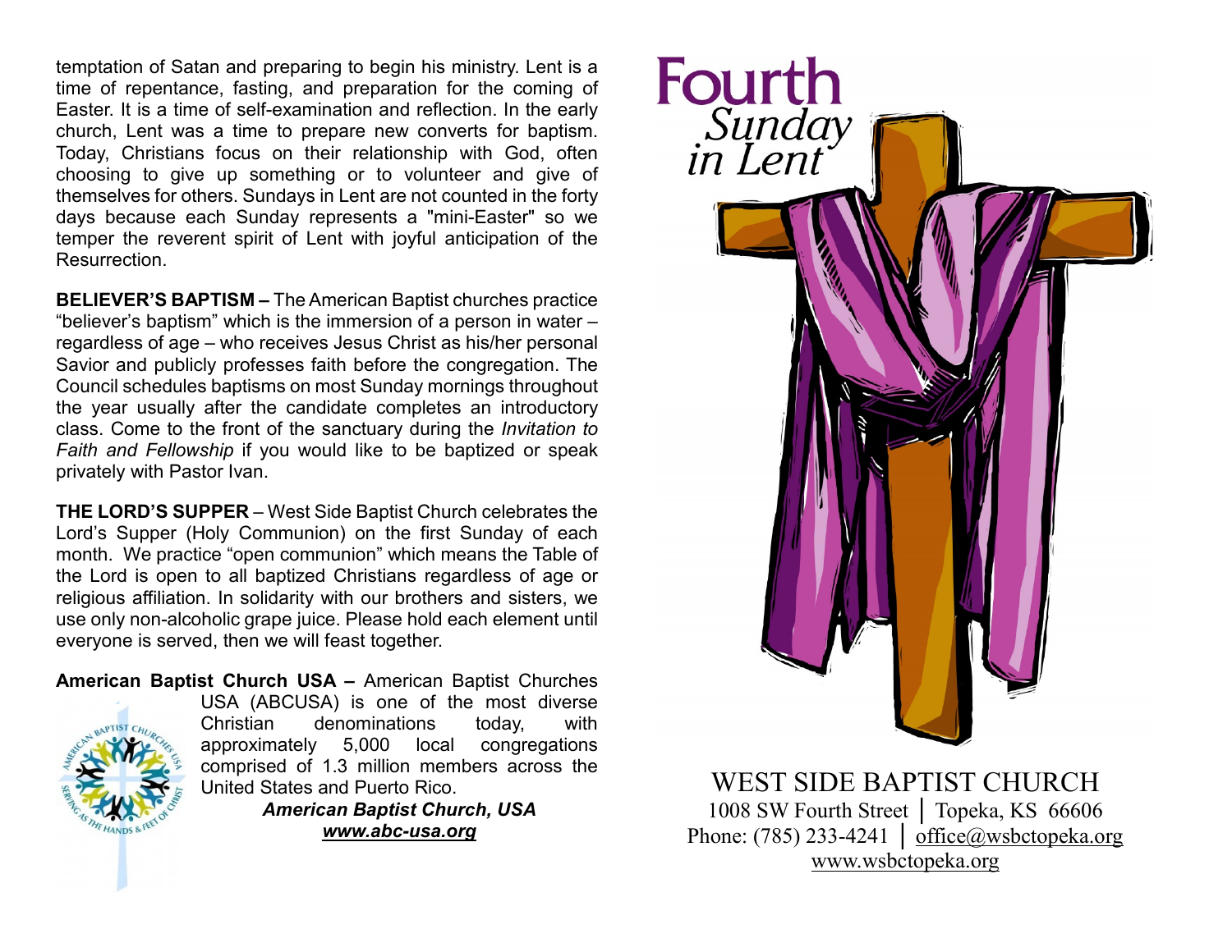temptation of Satan and preparing to begin his ministry. Lent is a time of repentance, fasting, and preparation for the coming of Easter. It is a time of self-examination and reflection. In the early church, Lent was a time to prepare new converts for baptism. Today, Christians focus on their relationship with God, often choosing to give up something or to volunteer and give of themselves for others. Sundays in Lent are not counted in the forty days because each Sunday represents a "mini-Easter" so we temper the reverent spirit of Lent with joyful anticipation of the Resurrection.

**BELIEVER'S BAPTISM –** The American Baptist churches practice "believer's baptism" which is the immersion of a person in water – regardless of age – who receives Jesus Christ as his/her personal Savior and publicly professes faith before the congregation. The Council schedules baptisms on most Sunday mornings throughout the year usually after the candidate completes an introductory class. Come to the front of the sanctuary during the *Invitation to Faith and Fellowship* if you would like to be baptized or speak privately with Pastor Ivan.

**THE LORD'S SUPPER** – West Side Baptist Church celebrates the Lord's Supper (Holy Communion) on the first Sunday of each month. We practice "open communion" which means the Table of the Lord is open to all baptized Christians regardless of age or religious affiliation. In solidarity with our brothers and sisters, we use only non-alcoholic grape juice. Please hold each element until everyone is served, then we will feast together.

**American Baptist Church USA –** American Baptist Churches USA (ABCUSA) is one of the most diverse Christian denominations today, with approximately 5,000 local congregations comprised of 1.3 million members across the United States and Puerto Rico.

***American Baptist Church, USA***

***www.abc-usa.org***

# Fourth *Sunday in Lent*

WEST SIDE BAPTIST CHURCH

1008 SW Fourth Street | Topeka, KS 66606

Phone: (785) 233-4241 | office@wsbctopeka.org

www.wsbctopeka.org